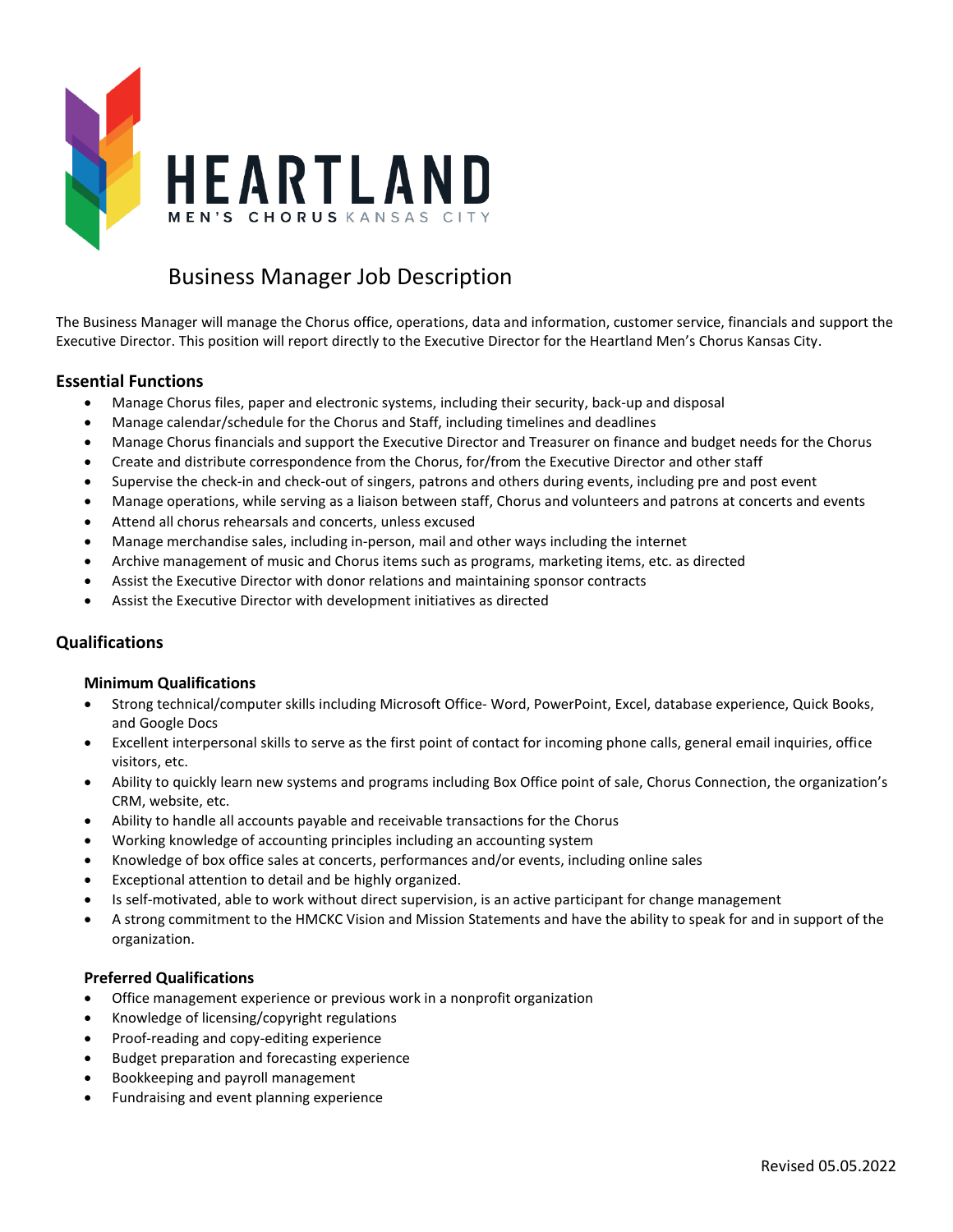HEARTLAND

MEN'S CHORUS KANSAS CITY

# Business Manager Job Description

The Business Manager will manage the Chorus office, operations, data and information, customer service, financials and support the Executive Director. This position will report directly to the Executive Director for the Heartland Men's Chorus Kansas City.

## Essential Functions

- Manage Chorus files, paper and electronic systems, including their security, back-up and disposal
- Manage calendar/schedule for the Chorus and Staff, including timelines and deadlines
- Manage Chorus financials and support the Executive Director and Treasurer on finance and budget needs for the Chorus
- Create and distribute correspondence from the Chorus, for/from the Executive Director and other staff
- Supervise the check-in and check-out of singers, patrons and others during events, including pre and post event
- Manage operations, while serving as a liaison between staff, Chorus and volunteers and patrons at concerts and events
- Attend all chorus rehearsals and concerts, unless excused
- Manage merchandise sales, including in-person, mail and other ways including the internet
- Archive management of music and Chorus items such as programs, marketing items, etc. as directed
- Assist the Executive Director with donor relations and maintaining sponsor contracts
- Assist the Executive Director with development initiatives as directed

## Qualifications

### Minimum Qualifications

- Strong technical/computer skills including Microsoft Office- Word, PowerPoint, Excel, database experience, Quick Books, and Google Docs
- Excellent interpersonal skills to serve as the first point of contact for incoming phone calls, general email inquiries, office visitors, etc.
- Ability to quickly learn new systems and programs including Box Office point of sale, Chorus Connection, the organization's CRM, website, etc.
- Ability to handle all accounts payable and receivable transactions for the Chorus
- Working knowledge of accounting principles including an accounting system
- Knowledge of box office sales at concerts, performances and/or events, including online sales
- Exceptional attention to detail and be highly organized.
- Is self-motivated, able to work without direct supervision, is an active participant for change management
- A strong commitment to the HMCKC Vision and Mission Statements and have the ability to speak for and in support of the organization.

### Preferred Qualifications

- Office management experience or previous work in a nonprofit organization
- Knowledge of licensing/copyright regulations
- Proof-reading and copy-editing experience
- Budget preparation and forecasting experience
- Bookkeeping and payroll management
- Fundraising and event planning experience

Revised 05.05.2022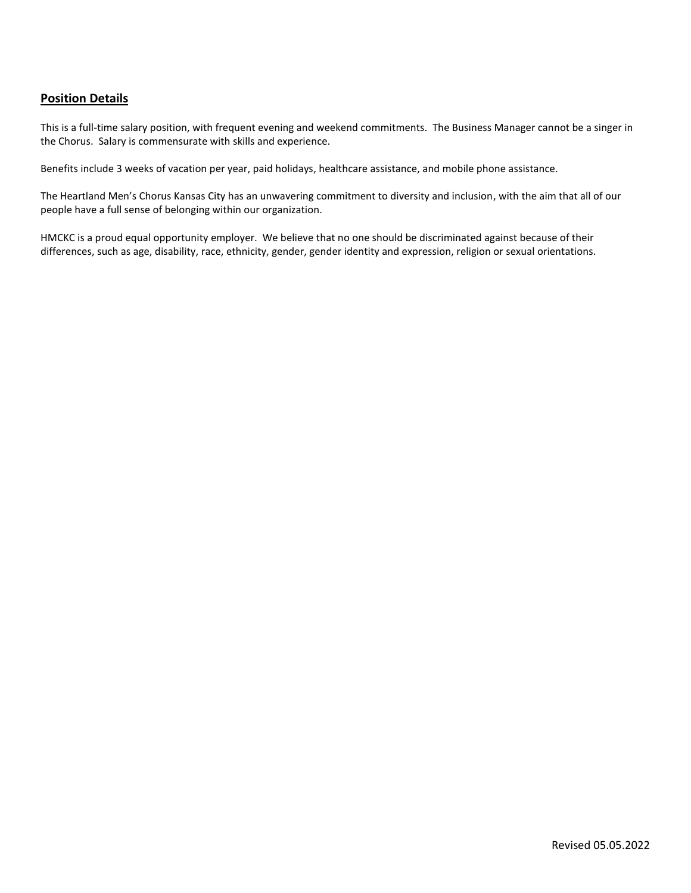## **Position Details**

This is a full-time salary position, with frequent evening and weekend commitments. The Business Manager cannot be a singer in the Chorus. Salary is commensurate with skills and experience.

Benefits include 3 weeks of vacation per year, paid holidays, healthcare assistance, and mobile phone assistance.

The Heartland Men's Chorus Kansas City has an unwavering commitment to diversity and inclusion, with the aim that all of our people have a full sense of belonging within our organization.

HMCKC is a proud equal opportunity employer. We believe that no one should be discriminated against because of their differences, such as age, disability, race, ethnicity, gender, gender identity and expression, religion or sexual orientations.

Revised 05.05.2022